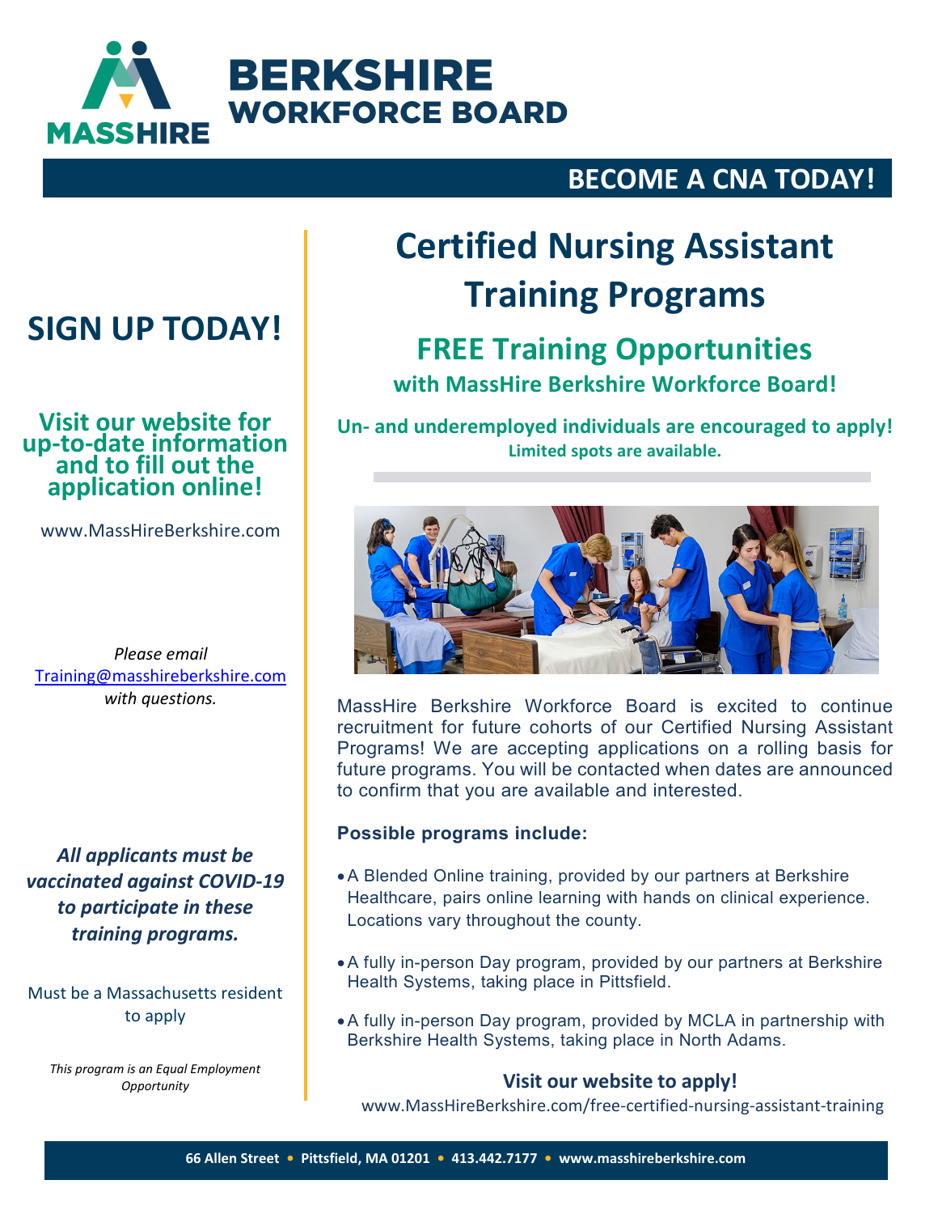# BERKSHIRE WORKFORCE BOARD

MASSHIRE

## BECOME A CNA TODAY!

# Certified Nursing Assistant Training Programs

## FREE Training Opportunities

### with MassHire Berkshire Workforce Board!

**Un- and underemployed individuals are encouraged to apply!**

**Limited spots are available.**

MassHire Berkshire Workforce Board is excited to continue recruitment for future cohorts of our Certified Nursing Assistant Programs! We are accepting applications on a rolling basis for future programs. You will be contacted when dates are announced to confirm that you are available and interested.

**Possible programs include:**

- A Blended Online training, provided by our partners at Berkshire Healthcare, pairs online learning with hands on clinical experience. Locations vary throughout the county.
- A fully in-person Day program, provided by our partners at Berkshire Health Systems, taking place in Pittsfield.
- A fully in-person Day program, provided by MCLA in partnership with Berkshire Health Systems, taking place in North Adams.

**Visit our website to apply!**

www.MassHireBerkshire.com/free-certified-nursing-assistant-training

## SIGN UP TODAY!

**Visit our website for up-to-date information and to fill out the application online!**

www.MassHireBerkshire.com

*Please email* Training@masshireberkshire.com *with questions.*

***All applicants must be vaccinated against COVID-19 to participate in these training programs.***

Must be a Massachusetts resident to apply

*This program is an Equal Employment Opportunity*

**66 Allen Street • Pittsfield, MA 01201 • 413.442.7177 • www.masshireberkshire.com**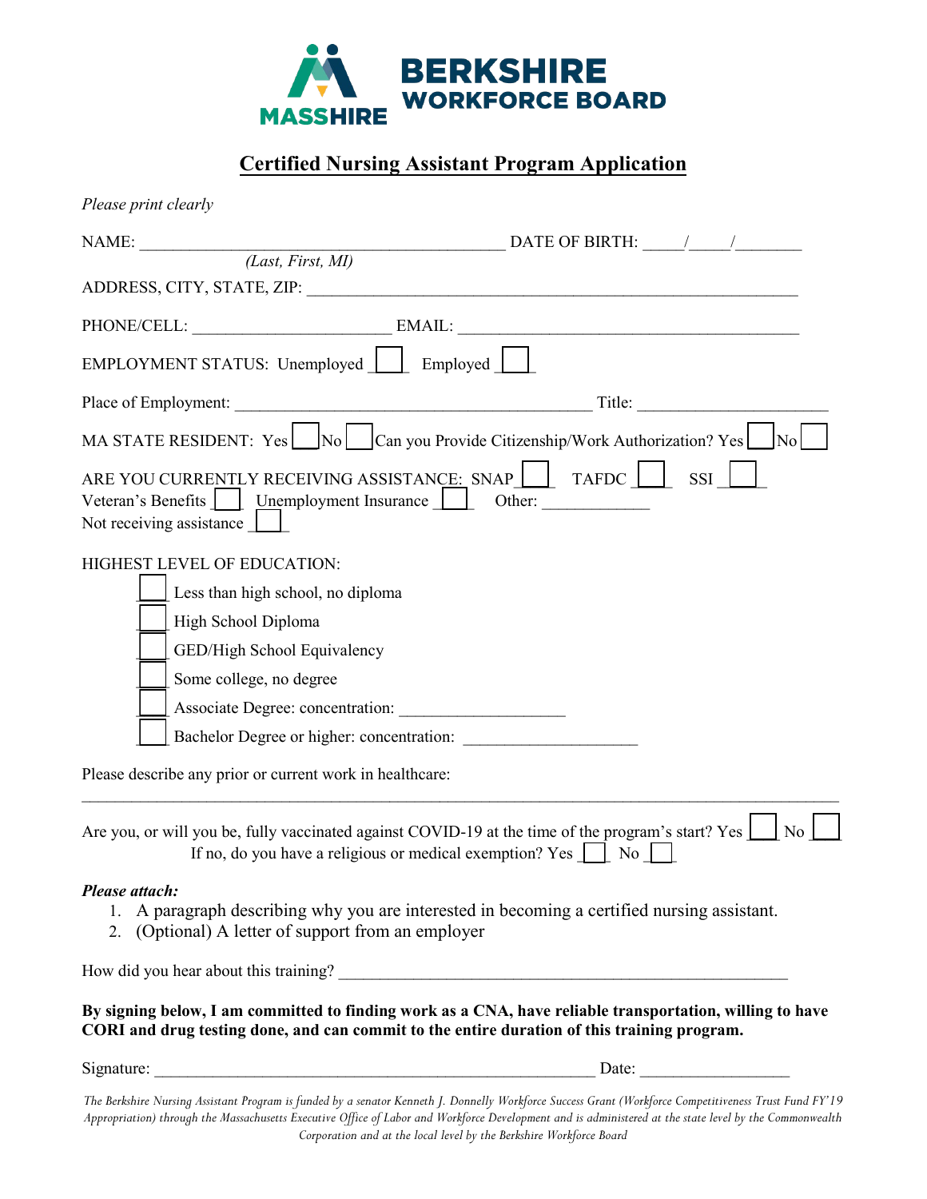MASSHIRE BERKSHIRE WORKFORCE BOARD

# Certified Nursing Assistant Program Application

*Please print clearly*

NAME: ___________________________________________ DATE OF BIRTH: _____/_____/________
*(Last, First, MI)*

ADDRESS, CITY, STATE, ZIP: ___________________________________________________________

PHONE/CELL: _______________________ EMAIL: ________________________________________

EMPLOYMENT STATUS: Unemployed ☐ Employed ☐

Place of Employment: __________________________________________ Title: ______________________

MA STATE RESIDENT: Yes ☐ No ☐ Can you Provide Citizenship/Work Authorization? Yes ☐ No ☐

ARE YOU CURRENTLY RECEIVING ASSISTANCE: SNAP ☐ TAFDC ☐ SSI ☐
Veteran's Benefits ☐ Unemployment Insurance ☐ Other: ____________
Not receiving assistance ☐

HIGHEST LEVEL OF EDUCATION:

- ☐ Less than high school, no diploma
- ☐ High School Diploma
- ☐ GED/High School Equivalency
- ☐ Some college, no degree
- ☐ Associate Degree: concentration: ___________________
- ☐ Bachelor Degree or higher: concentration: ____________________

Please describe any prior or current work in healthcare:

_____________________________________________________________________________________

Are you, or will you be, fully vaccinated against COVID-19 at the time of the program's start? Yes ☐ No ☐
If no, do you have a religious or medical exemption? Yes ☐ No ☐

***Please attach:***

1. A paragraph describing why you are interested in becoming a certified nursing assistant.
2. (Optional) A letter of support from an employer

How did you hear about this training? ______________________________________________________

**By signing below, I am committed to finding work as a CNA, have reliable transportation, willing to have CORI and drug testing done, and can commit to the entire duration of this training program.**

Signature: ____________________________________________________ Date: _________________

*The Berkshire Nursing Assistant Program is funded by a senator Kenneth J. Donnelly Workforce Success Grant (Workforce Competitiveness Trust Fund FY'19 Appropriation) through the Massachusetts Executive Office of Labor and Workforce Development and is administered at the state level by the Commonwealth Corporation and at the local level by the Berkshire Workforce Board*